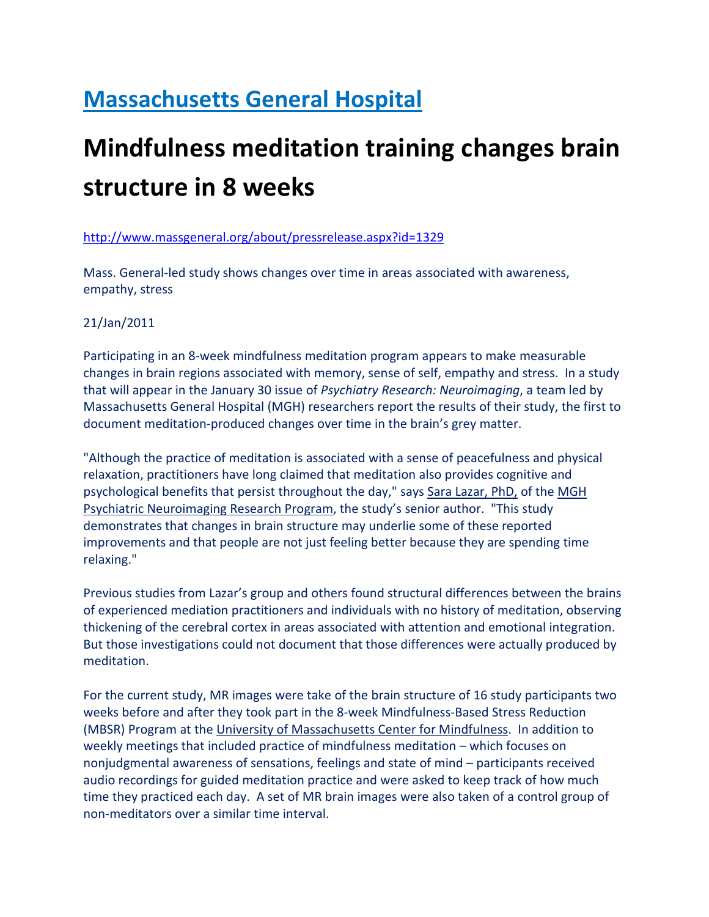# [Massachusetts General Hospital]

# Mindfulness meditation training changes brain structure in 8 weeks

http://www.massgeneral.org/about/pressrelease.aspx?id=1329

Mass. General-led study shows changes over time in areas associated with awareness, empathy, stress

21/Jan/2011

Participating in an 8-week mindfulness meditation program appears to make measurable changes in brain regions associated with memory, sense of self, empathy and stress. In a study that will appear in the January 30 issue of *Psychiatry Research: Neuroimaging*, a team led by Massachusetts General Hospital (MGH) researchers report the results of their study, the first to document meditation-produced changes over time in the brain's grey matter.

"Although the practice of meditation is associated with a sense of peacefulness and physical relaxation, practitioners have long claimed that meditation also provides cognitive and psychological benefits that persist throughout the day," says Sara Lazar, PhD, of the MGH Psychiatric Neuroimaging Research Program, the study's senior author. "This study demonstrates that changes in brain structure may underlie some of these reported improvements and that people are not just feeling better because they are spending time relaxing."

Previous studies from Lazar's group and others found structural differences between the brains of experienced mediation practitioners and individuals with no history of meditation, observing thickening of the cerebral cortex in areas associated with attention and emotional integration. But those investigations could not document that those differences were actually produced by meditation.

For the current study, MR images were take of the brain structure of 16 study participants two weeks before and after they took part in the 8-week Mindfulness-Based Stress Reduction (MBSR) Program at the University of Massachusetts Center for Mindfulness. In addition to weekly meetings that included practice of mindfulness meditation – which focuses on nonjudgmental awareness of sensations, feelings and state of mind – participants received audio recordings for guided meditation practice and were asked to keep track of how much time they practiced each day. A set of MR brain images were also taken of a control group of non-meditators over a similar time interval.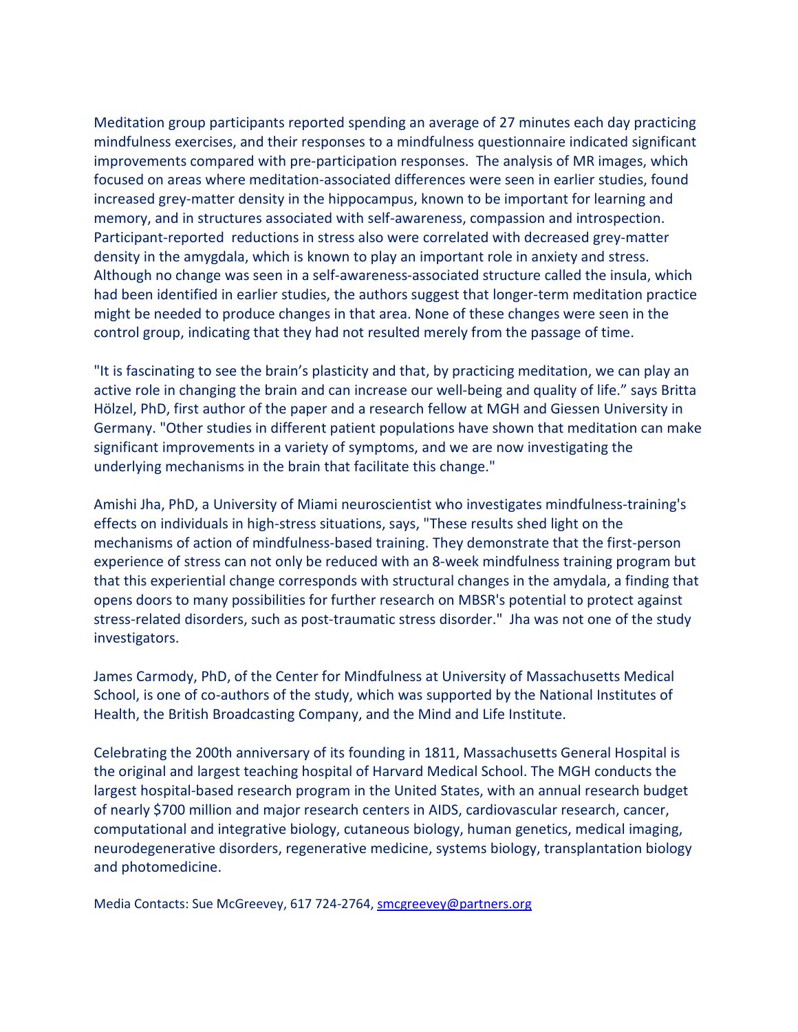Meditation group participants reported spending an average of 27 minutes each day practicing mindfulness exercises, and their responses to a mindfulness questionnaire indicated significant improvements compared with pre-participation responses. The analysis of MR images, which focused on areas where meditation-associated differences were seen in earlier studies, found increased grey-matter density in the hippocampus, known to be important for learning and memory, and in structures associated with self-awareness, compassion and introspection. Participant-reported reductions in stress also were correlated with decreased grey-matter density in the amygdala, which is known to play an important role in anxiety and stress. Although no change was seen in a self-awareness-associated structure called the insula, which had been identified in earlier studies, the authors suggest that longer-term meditation practice might be needed to produce changes in that area. None of these changes were seen in the control group, indicating that they had not resulted merely from the passage of time.

"It is fascinating to see the brain's plasticity and that, by practicing meditation, we can play an active role in changing the brain and can increase our well-being and quality of life." says Britta Hölzel, PhD, first author of the paper and a research fellow at MGH and Giessen University in Germany. "Other studies in different patient populations have shown that meditation can make significant improvements in a variety of symptoms, and we are now investigating the underlying mechanisms in the brain that facilitate this change."

Amishi Jha, PhD, a University of Miami neuroscientist who investigates mindfulness-training's effects on individuals in high-stress situations, says, "These results shed light on the mechanisms of action of mindfulness-based training. They demonstrate that the first-person experience of stress can not only be reduced with an 8-week mindfulness training program but that this experiential change corresponds with structural changes in the amydala, a finding that opens doors to many possibilities for further research on MBSR's potential to protect against stress-related disorders, such as post-traumatic stress disorder." Jha was not one of the study investigators.

James Carmody, PhD, of the Center for Mindfulness at University of Massachusetts Medical School, is one of co-authors of the study, which was supported by the National Institutes of Health, the British Broadcasting Company, and the Mind and Life Institute.

Celebrating the 200th anniversary of its founding in 1811, Massachusetts General Hospital is the original and largest teaching hospital of Harvard Medical School. The MGH conducts the largest hospital-based research program in the United States, with an annual research budget of nearly $700 million and major research centers in AIDS, cardiovascular research, cancer, computational and integrative biology, cutaneous biology, human genetics, medical imaging, neurodegenerative disorders, regenerative medicine, systems biology, transplantation biology and photomedicine.

Media Contacts: Sue McGreevey, 617 724-2764, [smcgreevey@partners.org](mailto:smcgreevey@partners.org)